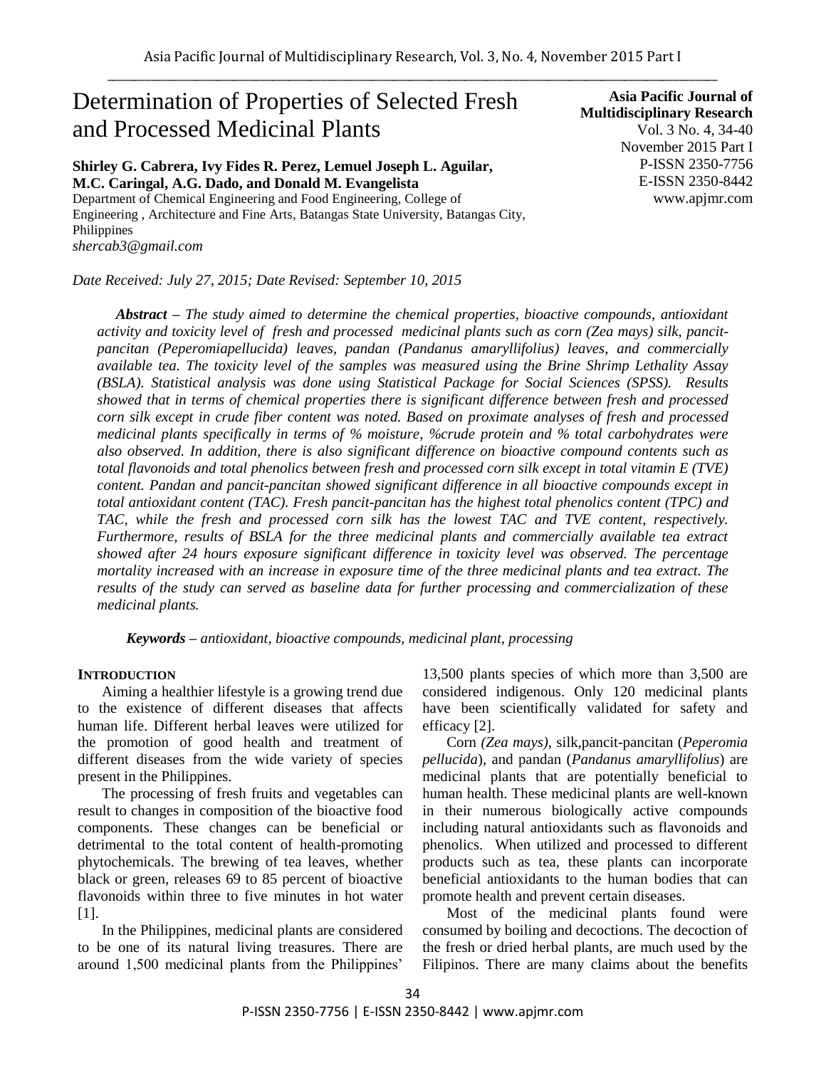# Determination of Properties of Selected Fresh and Processed Medicinal Plants

**Asia Pacific Journal of Multidisciplinary Research**
Vol. 3 No. 4, 34-40
November 2015 Part I
P-ISSN 2350-7756
E-ISSN 2350-8442
www.apjmr.com

**Shirley G. Cabrera, Ivy Fides R. Perez, Lemuel Joseph L. Aguilar, M.C. Caringal, A.G. Dado, and Donald M. Evangelista**

Department of Chemical Engineering and Food Engineering, College of Engineering , Architecture and Fine Arts, Batangas State University, Batangas City, Philippines

*shercab3@gmail.com*

*Date Received: July 27, 2015; Date Revised: September 10, 2015*

***Abstract*** *– The study aimed to determine the chemical properties, bioactive compounds, antioxidant activity and toxicity level of fresh and processed medicinal plants such as corn (Zea mays) silk, pancit-pancitan (Peperomiapellucida) leaves, pandan (Pandanus amaryllifolius) leaves, and commercially available tea. The toxicity level of the samples was measured using the Brine Shrimp Lethality Assay (BSLA). Statistical analysis was done using Statistical Package for Social Sciences (SPSS). Results showed that in terms of chemical properties there is significant difference between fresh and processed corn silk except in crude fiber content was noted. Based on proximate analyses of fresh and processed medicinal plants specifically in terms of % moisture, %crude protein and % total carbohydrates were also observed. In addition, there is also significant difference on bioactive compound contents such as total flavonoids and total phenolics between fresh and processed corn silk except in total vitamin E (TVE) content. Pandan and pancit-pancitan showed significant difference in all bioactive compounds except in total antioxidant content (TAC). Fresh pancit-pancitan has the highest total phenolics content (TPC) and TAC, while the fresh and processed corn silk has the lowest TAC and TVE content, respectively. Furthermore, results of BSLA for the three medicinal plants and commercially available tea extract showed after 24 hours exposure significant difference in toxicity level was observed. The percentage mortality increased with an increase in exposure time of the three medicinal plants and tea extract. The results of the study can served as baseline data for further processing and commercialization of these medicinal plants.*

***Keywords*** *– antioxidant, bioactive compounds, medicinal plant, processing*

## INTRODUCTION

Aiming a healthier lifestyle is a growing trend due to the existence of different diseases that affects human life. Different herbal leaves were utilized for the promotion of good health and treatment of different diseases from the wide variety of species present in the Philippines.

The processing of fresh fruits and vegetables can result to changes in composition of the bioactive food components. These changes can be beneficial or detrimental to the total content of health-promoting phytochemicals. The brewing of tea leaves, whether black or green, releases 69 to 85 percent of bioactive flavonoids within three to five minutes in hot water [1].

In the Philippines, medicinal plants are considered to be one of its natural living treasures. There are around 1,500 medicinal plants from the Philippines' 13,500 plants species of which more than 3,500 are considered indigenous. Only 120 medicinal plants have been scientifically validated for safety and efficacy [2].

Corn *(Zea mays)*, silk,pancit-pancitan (*Peperomia pellucida*), and pandan (*Pandanus amaryllifolius*) are medicinal plants that are potentially beneficial to human health. These medicinal plants are well-known in their numerous biologically active compounds including natural antioxidants such as flavonoids and phenolics. When utilized and processed to different products such as tea, these plants can incorporate beneficial antioxidants to the human bodies that can promote health and prevent certain diseases.

Most of the medicinal plants found were consumed by boiling and decoctions. The decoction of the fresh or dried herbal plants, are much used by the Filipinos. There are many claims about the benefits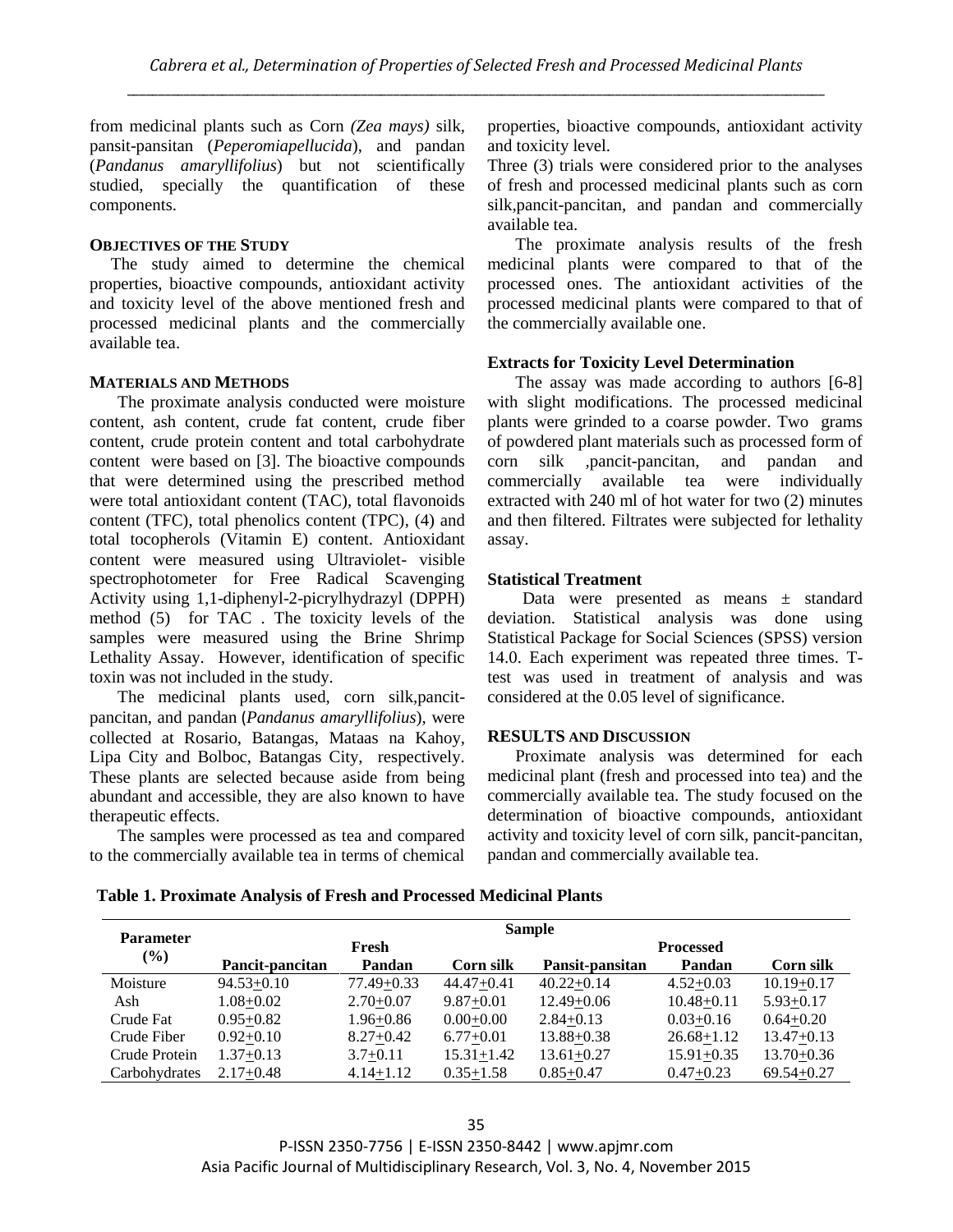from medicinal plants such as Corn *(Zea mays)* silk, pansit-pansitan (*Peperomiapellucida*), and pandan (*Pandanus amaryllifolius*) but not scientifically studied, specially the quantification of these components.

**OBJECTIVES OF THE STUDY**

The study aimed to determine the chemical properties, bioactive compounds, antioxidant activity and toxicity level of the above mentioned fresh and processed medicinal plants and the commercially available tea.

**MATERIALS AND METHODS**

The proximate analysis conducted were moisture content, ash content, crude fat content, crude fiber content, crude protein content and total carbohydrate content were based on [3]. The bioactive compounds that were determined using the prescribed method were total antioxidant content (TAC), total flavonoids content (TFC), total phenolics content (TPC), (4) and total tocopherols (Vitamin E) content. Antioxidant content were measured using Ultraviolet- visible spectrophotometer for Free Radical Scavenging Activity using 1,1-diphenyl-2-picrylhydrazyl (DPPH) method (5) for TAC . The toxicity levels of the samples were measured using the Brine Shrimp Lethality Assay. However, identification of specific toxin was not included in the study.

The medicinal plants used, corn silk,pancit-pancitan, and pandan (*Pandanus amaryllifolius*), were collected at Rosario, Batangas, Mataas na Kahoy, Lipa City and Bolboc, Batangas City, respectively. These plants are selected because aside from being abundant and accessible, they are also known to have therapeutic effects.

The samples were processed as tea and compared to the commercially available tea in terms of chemical properties, bioactive compounds, antioxidant activity and toxicity level.

Three (3) trials were considered prior to the analyses of fresh and processed medicinal plants such as corn silk,pancit-pancitan, and pandan and commercially available tea.

The proximate analysis results of the fresh medicinal plants were compared to that of the processed ones. The antioxidant activities of the processed medicinal plants were compared to that of the commercially available one.

**Extracts for Toxicity Level Determination**

The assay was made according to authors [6-8] with slight modifications. The processed medicinal plants were grinded to a coarse powder. Two grams of powdered plant materials such as processed form of corn silk ,pancit-pancitan, and pandan and commercially available tea were individually extracted with 240 ml of hot water for two (2) minutes and then filtered. Filtrates were subjected for lethality assay.

**Statistical Treatment**

Data were presented as means ± standard deviation. Statistical analysis was done using Statistical Package for Social Sciences (SPSS) version 14.0. Each experiment was repeated three times. T-test was used in treatment of analysis and was considered at the 0.05 level of significance.

**RESULTS AND DISCUSSION**

Proximate analysis was determined for each medicinal plant (fresh and processed into tea) and the commercially available tea. The study focused on the determination of bioactive compounds, antioxidant activity and toxicity level of corn silk, pancit-pancitan, pandan and commercially available tea.

**Table 1. Proximate Analysis of Fresh and Processed Medicinal Plants**

| Parameter (%) | Sample | | | | | |
|---|---|---|---|---|---|---|
| | Fresh | | | Processed | | |
| | Pancit-pancitan | Pandan | Corn silk | Pansit-pansitan | Pandan | Corn silk |
| Moisture | 94.53±0.10 | 77.49±0.33 | 44.47±0.41 | 40.22±0.14 | 4.52±0.03 | 10.19±0.17 |
| Ash | 1.08±0.02 | 2.70±0.07 | 9.87±0.01 | 12.49±0.06 | 10.48±0.11 | 5.93±0.17 |
| Crude Fat | 0.95±0.82 | 1.96±0.86 | 0.00±0.00 | 2.84±0.13 | 0.03±0.16 | 0.64±0.20 |
| Crude Fiber | 0.92±0.10 | 8.27±0.42 | 6.77±0.01 | 13.88±0.38 | 26.68±1.12 | 13.47±0.13 |
| Crude Protein | 1.37±0.13 | 3.7±0.11 | 15.31±1.42 | 13.61±0.27 | 15.91±0.35 | 13.70±0.36 |
| Carbohydrates | 2.17±0.48 | 4.14±1.12 | 0.35±1.58 | 0.85±0.47 | 0.47±0.23 | 69.54±0.27 |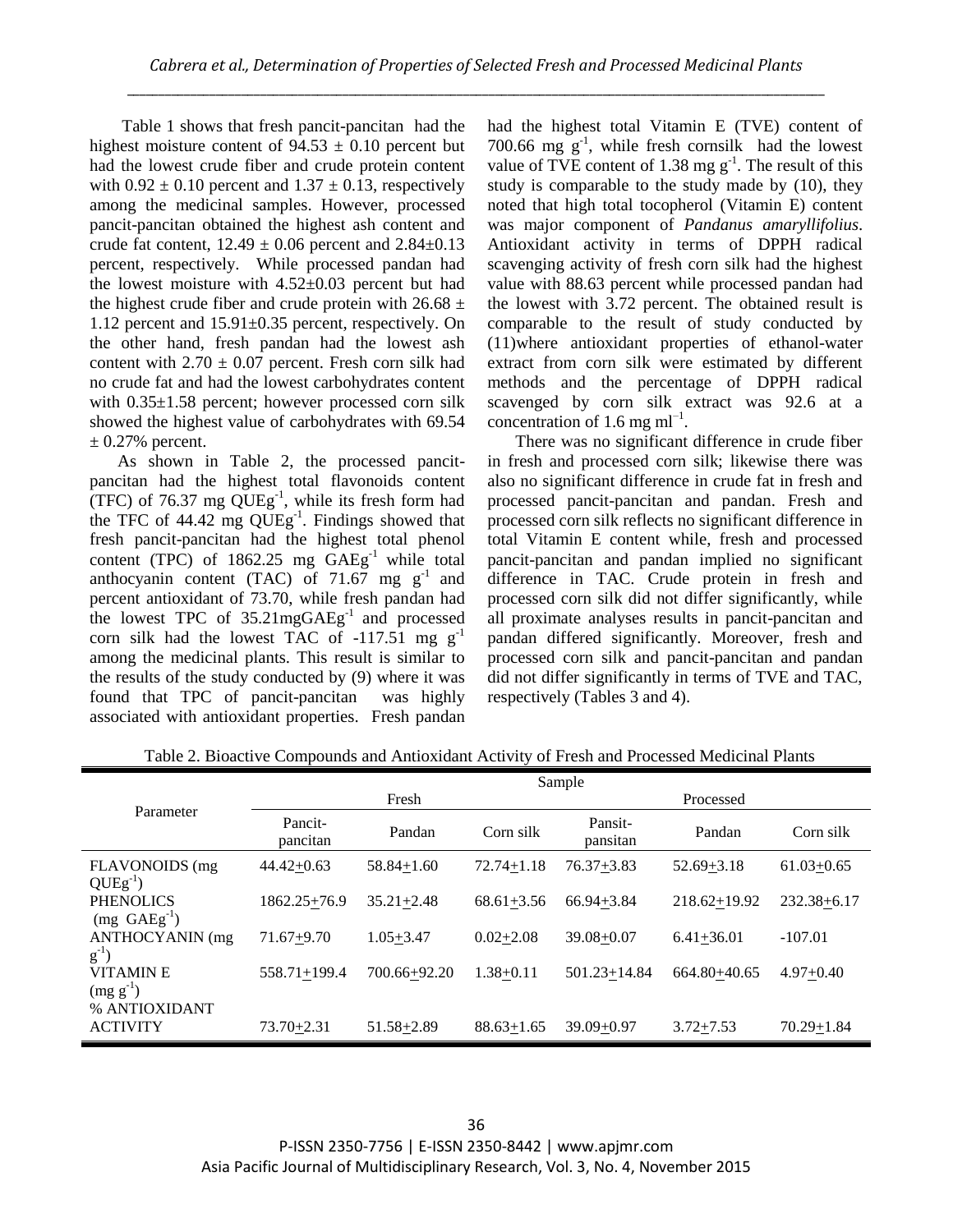Table 1 shows that fresh pancit-pancitan had the highest moisture content of 94.53 ± 0.10 percent but had the lowest crude fiber and crude protein content with 0.92 ± 0.10 percent and 1.37 ± 0.13, respectively among the medicinal samples. However, processed pancit-pancitan obtained the highest ash content and crude fat content, 12.49 ± 0.06 percent and 2.84±0.13 percent, respectively. While processed pandan had the lowest moisture with 4.52±0.03 percent but had the highest crude fiber and crude protein with 26.68 ± 1.12 percent and 15.91±0.35 percent, respectively. On the other hand, fresh pandan had the lowest ash content with 2.70 ± 0.07 percent. Fresh corn silk had no crude fat and had the lowest carbohydrates content with 0.35±1.58 percent; however processed corn silk showed the highest value of carbohydrates with 69.54 ± 0.27% percent.

As shown in Table 2, the processed pancit-pancitan had the highest total flavonoids content (TFC) of 76.37 mg $QUEg^{-1}$, while its fresh form had the TFC of 44.42 mg $QUEg^{-1}$. Findings showed that fresh pancit-pancitan had the highest total phenol content (TPC) of 1862.25 mg $GAEg^{-1}$ while total anthocyanin content (TAC) of 71.67 mg $g^{-1}$ and percent antioxidant of 73.70, while fresh pandan had the lowest TPC of 35.21mg$GAEg^{-1}$ and processed corn silk had the lowest TAC of -117.51 mg $g^{-1}$ among the medicinal plants. This result is similar to the results of the study conducted by (9) where it was found that TPC of pancit-pancitan was highly associated with antioxidant properties. Fresh pandan had the highest total Vitamin E (TVE) content of 700.66 mg $g^{-1}$, while fresh cornsilk had the lowest value of TVE content of 1.38 mg $g^{-1}$. The result of this study is comparable to the study made by (10), they noted that high total tocopherol (Vitamin E) content was major component of *Pandanus amaryllifolius*. Antioxidant activity in terms of DPPH radical scavenging activity of fresh corn silk had the highest value with 88.63 percent while processed pandan had the lowest with 3.72 percent. The obtained result is comparable to the result of study conducted by (11)where antioxidant properties of ethanol-water extract from corn silk were estimated by different methods and the percentage of DPPH radical scavenged by corn silk extract was 92.6 at a concentration of 1.6 mg $ml^{-1}$.

There was no significant difference in crude fiber in fresh and processed corn silk; likewise there was also no significant difference in crude fat in fresh and processed pancit-pancitan and pandan. Fresh and processed corn silk reflects no significant difference in total Vitamin E content while, fresh and processed pancit-pancitan and pandan implied no significant difference in TAC. Crude protein in fresh and processed corn silk did not differ significantly, while all proximate analyses results in pancit-pancitan and pandan differed significantly. Moreover, fresh and processed corn silk and pancit-pancitan and pandan did not differ significantly in terms of TVE and TAC, respectively (Tables 3 and 4).

Table 2. Bioactive Compounds and Antioxidant Activity of Fresh and Processed Medicinal Plants

| Parameter | Sample | | | | | |
|---|---|---|---|---|---|---|
| | Fresh | | | Processed | | |
| | Pancit-pancitan | Pandan | Corn silk | Pansit-pansitan | Pandan | Corn silk |
| FLAVONOIDS (mg $QUEg^{-1}$) | 44.42±0.63 | 58.84±1.60 | 72.74±1.18 | 76.37±3.83 | 52.69±3.18 | 61.03±0.65 |
| PHENOLICS (mg $GAEg^{-1}$) | 1862.25±76.9 | 35.21±2.48 | 68.61±3.56 | 66.94±3.84 | 218.62±19.92 | 232.38±6.17 |
| ANTHOCYANIN (mg $g^{-1}$) | 71.67±9.70 | 1.05±3.47 | 0.02±2.08 | 39.08±0.07 | 6.41±36.01 | -107.01 |
| VITAMIN E (mg $g^{-1}$) | 558.71±199.4 | 700.66±92.20 | 1.38±0.11 | 501.23±14.84 | 664.80±40.65 | 4.97±0.40 |
| % ANTIOXIDANT ACTIVITY | 73.70±2.31 | 51.58±2.89 | 88.63±1.65 | 39.09±0.97 | 3.72±7.53 | 70.29±1.84 |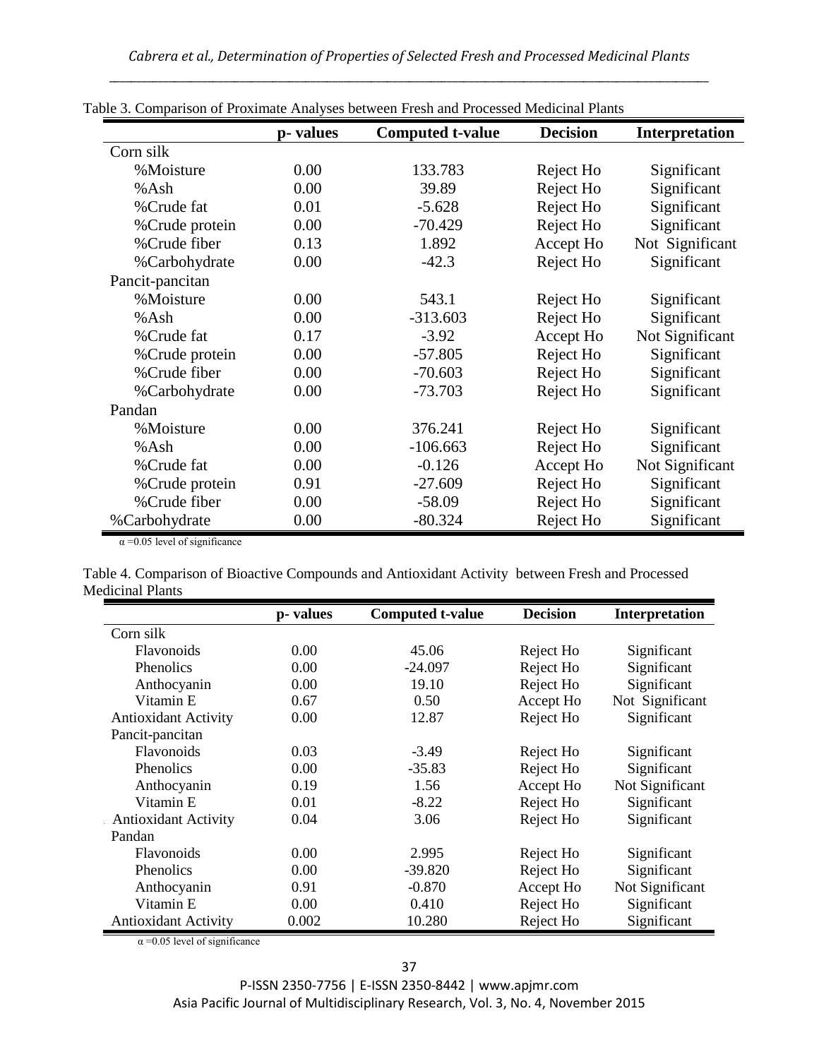Table 3. Comparison of Proximate Analyses between Fresh and Processed Medicinal Plants

| | p- values | Computed t-value | Decision | Interpretation |
|---|---|---|---|---|
| Corn silk | | | | |
| %Moisture | 0.00 | 133.783 | Reject Ho | Significant |
| %Ash | 0.00 | 39.89 | Reject Ho | Significant |
| %Crude fat | 0.01 | -5.628 | Reject Ho | Significant |
| %Crude protein | 0.00 | -70.429 | Reject Ho | Significant |
| %Crude fiber | 0.13 | 1.892 | Accept Ho | Not Significant |
| %Carbohydrate | 0.00 | -42.3 | Reject Ho | Significant |
| Pancit-pancitan | | | | |
| %Moisture | 0.00 | 543.1 | Reject Ho | Significant |
| %Ash | 0.00 | -313.603 | Reject Ho | Significant |
| %Crude fat | 0.17 | -3.92 | Accept Ho | Not Significant |
| %Crude protein | 0.00 | -57.805 | Reject Ho | Significant |
| %Crude fiber | 0.00 | -70.603 | Reject Ho | Significant |
| %Carbohydrate | 0.00 | -73.703 | Reject Ho | Significant |
| Pandan | | | | |
| %Moisture | 0.00 | 376.241 | Reject Ho | Significant |
| %Ash | 0.00 | -106.663 | Reject Ho | Significant |
| %Crude fat | 0.00 | -0.126 | Accept Ho | Not Significant |
| %Crude protein | 0.91 | -27.609 | Reject Ho | Significant |
| %Crude fiber | 0.00 | -58.09 | Reject Ho | Significant |
| %Carbohydrate | 0.00 | -80.324 | Reject Ho | Significant |

$\alpha = 0.05$ level of significance

Table 4. Comparison of Bioactive Compounds and Antioxidant Activity between Fresh and Processed Medicinal Plants

| | p- values | Computed t-value | Decision | Interpretation |
|---|---|---|---|---|
| Corn silk | | | | |
| Flavonoids | 0.00 | 45.06 | Reject Ho | Significant |
| Phenolics | 0.00 | -24.097 | Reject Ho | Significant |
| Anthocyanin | 0.00 | 19.10 | Reject Ho | Significant |
| Vitamin E | 0.67 | 0.50 | Accept Ho | Not Significant |
| Antioxidant Activity | 0.00 | 12.87 | Reject Ho | Significant |
| Pancit-pancitan | | | | |
| Flavonoids | 0.03 | -3.49 | Reject Ho | Significant |
| Phenolics | 0.00 | -35.83 | Reject Ho | Significant |
| Anthocyanin | 0.19 | 1.56 | Accept Ho | Not Significant |
| Vitamin E | 0.01 | -8.22 | Reject Ho | Significant |
| Antioxidant Activity | 0.04 | 3.06 | Reject Ho | Significant |
| Pandan | | | | |
| Flavonoids | 0.00 | 2.995 | Reject Ho | Significant |
| Phenolics | 0.00 | -39.820 | Reject Ho | Significant |
| Anthocyanin | 0.91 | -0.870 | Accept Ho | Not Significant |
| Vitamin E | 0.00 | 0.410 | Reject Ho | Significant |
| Antioxidant Activity | 0.002 | 10.280 | Reject Ho | Significant |

$\alpha = 0.05$ level of significance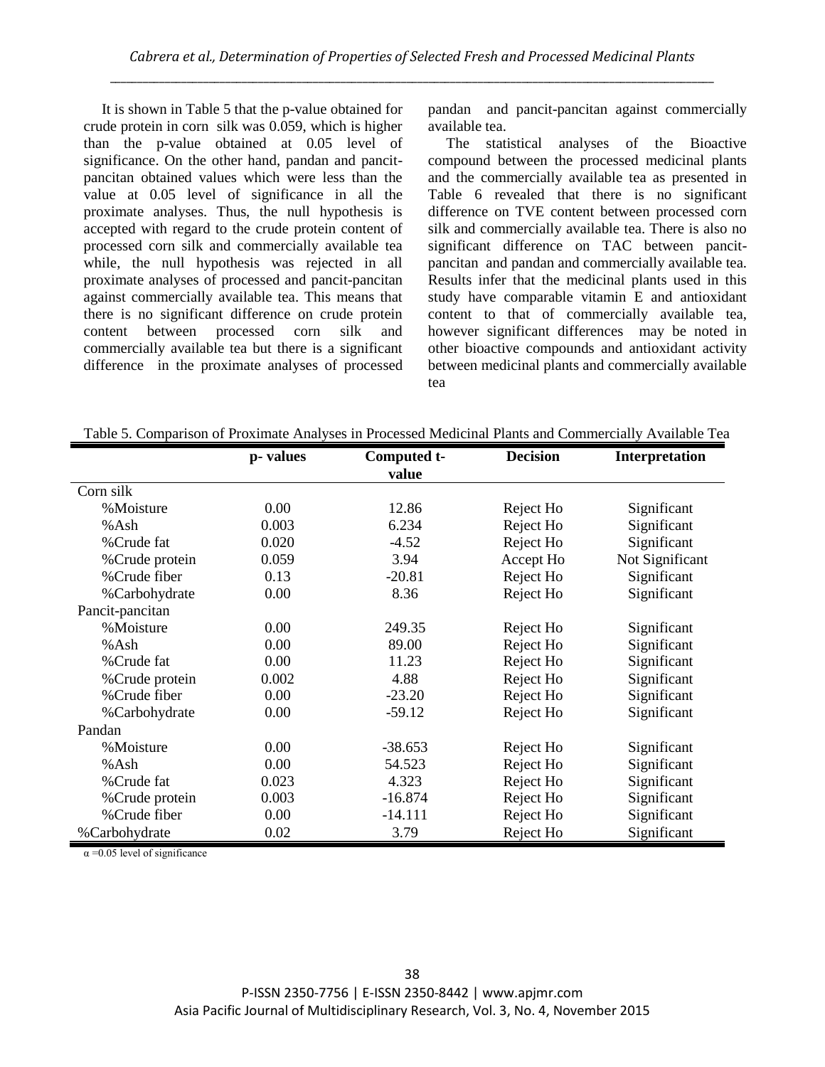It is shown in Table 5 that the p-value obtained for crude protein in corn silk was 0.059, which is higher than the p-value obtained at 0.05 level of significance. On the other hand, pandan and pancit-pancitan obtained values which were less than the value at 0.05 level of significance in all the proximate analyses. Thus, the null hypothesis is accepted with regard to the crude protein content of processed corn silk and commercially available tea while, the null hypothesis was rejected in all proximate analyses of processed and pancit-pancitan against commercially available tea. This means that there is no significant difference on crude protein content between processed corn silk and commercially available tea but there is a significant difference in the proximate analyses of processed pandan and pancit-pancitan against commercially available tea.

The statistical analyses of the Bioactive compound between the processed medicinal plants and the commercially available tea as presented in Table 6 revealed that there is no significant difference on TVE content between processed corn silk and commercially available tea. There is also no significant difference on TAC between pancit-pancitan and pandan and commercially available tea. Results infer that the medicinal plants used in this study have comparable vitamin E and antioxidant content to that of commercially available tea, however significant differences may be noted in other bioactive compounds and antioxidant activity between medicinal plants and commercially available tea

Table 5. Comparison of Proximate Analyses in Processed Medicinal Plants and Commercially Available Tea

| | p- values | Computed t-value | Decision | Interpretation |
|---|---|---|---|---|
| Corn silk | | | | |
| %Moisture | 0.00 | 12.86 | Reject Ho | Significant |
| %Ash | 0.003 | 6.234 | Reject Ho | Significant |
| %Crude fat | 0.020 | -4.52 | Reject Ho | Significant |
| %Crude protein | 0.059 | 3.94 | Accept Ho | Not Significant |
| %Crude fiber | 0.13 | -20.81 | Reject Ho | Significant |
| %Carbohydrate | 0.00 | 8.36 | Reject Ho | Significant |
| Pancit-pancitan | | | | |
| %Moisture | 0.00 | 249.35 | Reject Ho | Significant |
| %Ash | 0.00 | 89.00 | Reject Ho | Significant |
| %Crude fat | 0.00 | 11.23 | Reject Ho | Significant |
| %Crude protein | 0.002 | 4.88 | Reject Ho | Significant |
| %Crude fiber | 0.00 | -23.20 | Reject Ho | Significant |
| %Carbohydrate | 0.00 | -59.12 | Reject Ho | Significant |
| Pandan | | | | |
| %Moisture | 0.00 | -38.653 | Reject Ho | Significant |
| %Ash | 0.00 | 54.523 | Reject Ho | Significant |
| %Crude fat | 0.023 | 4.323 | Reject Ho | Significant |
| %Crude protein | 0.003 | -16.874 | Reject Ho | Significant |
| %Crude fiber | 0.00 | -14.111 | Reject Ho | Significant |
| %Carbohydrate | 0.02 | 3.79 | Reject Ho | Significant |

$\alpha$ =0.05 level of significance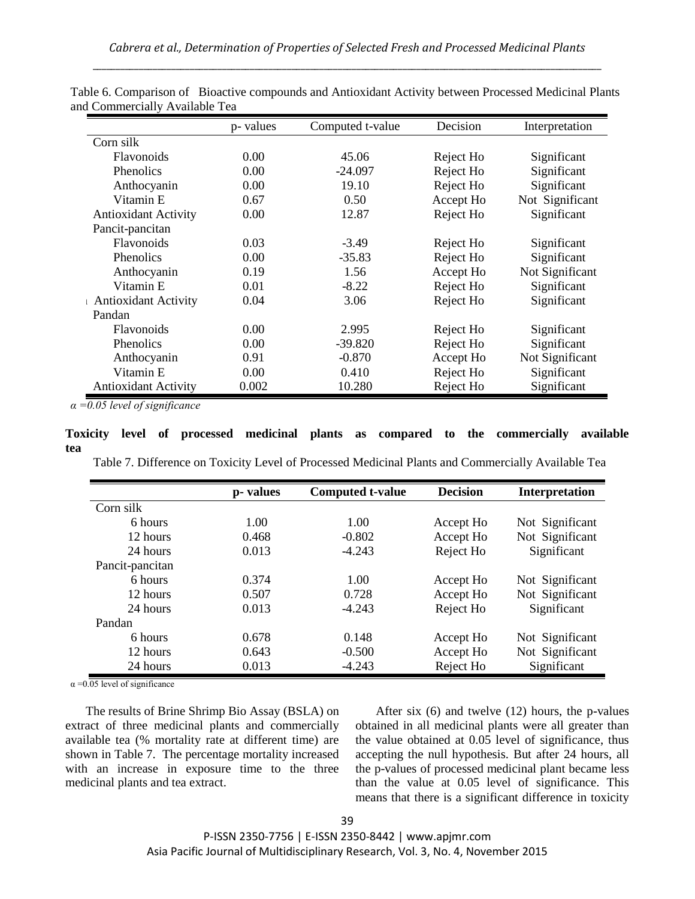Table 6. Comparison of Bioactive compounds and Antioxidant Activity between Processed Medicinal Plants and Commercially Available Tea

| | p- values | Computed t-value | Decision | Interpretation |
|---|---|---|---|---|
| Corn silk | | | | |
| Flavonoids | 0.00 | 45.06 | Reject Ho | Significant |
| Phenolics | 0.00 | -24.097 | Reject Ho | Significant |
| Anthocyanin | 0.00 | 19.10 | Reject Ho | Significant |
| Vitamin E | 0.67 | 0.50 | Accept Ho | Not Significant |
| Antioxidant Activity | 0.00 | 12.87 | Reject Ho | Significant |
| Pancit-pancitan | | | | |
| Flavonoids | 0.03 | -3.49 | Reject Ho | Significant |
| Phenolics | 0.00 | -35.83 | Reject Ho | Significant |
| Anthocyanin | 0.19 | 1.56 | Accept Ho | Not Significant |
| Vitamin E | 0.01 | -8.22 | Reject Ho | Significant |
| Antioxidant Activity | 0.04 | 3.06 | Reject Ho | Significant |
| Pandan | | | | |
| Flavonoids | 0.00 | 2.995 | Reject Ho | Significant |
| Phenolics | 0.00 | -39.820 | Reject Ho | Significant |
| Anthocyanin | 0.91 | -0.870 | Accept Ho | Not Significant |
| Vitamin E | 0.00 | 0.410 | Reject Ho | Significant |
| Antioxidant Activity | 0.002 | 10.280 | Reject Ho | Significant |

*$\alpha$ =0.05 level of significance*

**Toxicity level of processed medicinal plants as compared to the commercially available tea**

Table 7. Difference on Toxicity Level of Processed Medicinal Plants and Commercially Available Tea

| | p- values | Computed t-value | Decision | Interpretation |
|---|---|---|---|---|
| Corn silk | | | | |
| 6 hours | 1.00 | 1.00 | Accept Ho | Not Significant |
| 12 hours | 0.468 | -0.802 | Accept Ho | Not Significant |
| 24 hours | 0.013 | -4.243 | Reject Ho | Significant |
| Pancit-pancitan | | | | |
| 6 hours | 0.374 | 1.00 | Accept Ho | Not Significant |
| 12 hours | 0.507 | 0.728 | Accept Ho | Not Significant |
| 24 hours | 0.013 | -4.243 | Reject Ho | Significant |
| Pandan | | | | |
| 6 hours | 0.678 | 0.148 | Accept Ho | Not Significant |
| 12 hours | 0.643 | -0.500 | Accept Ho | Not Significant |
| 24 hours | 0.013 | -4.243 | Reject Ho | Significant |

$\alpha$ =0.05 level of significance

The results of Brine Shrimp Bio Assay (BSLA) on extract of three medicinal plants and commercially available tea (% mortality rate at different time) are shown in Table 7. The percentage mortality increased with an increase in exposure time to the three medicinal plants and tea extract.

After six (6) and twelve (12) hours, the p-values obtained in all medicinal plants were all greater than the value obtained at 0.05 level of significance, thus accepting the null hypothesis. But after 24 hours, all the p-values of processed medicinal plant became less than the value at 0.05 level of significance. This means that there is a significant difference in toxicity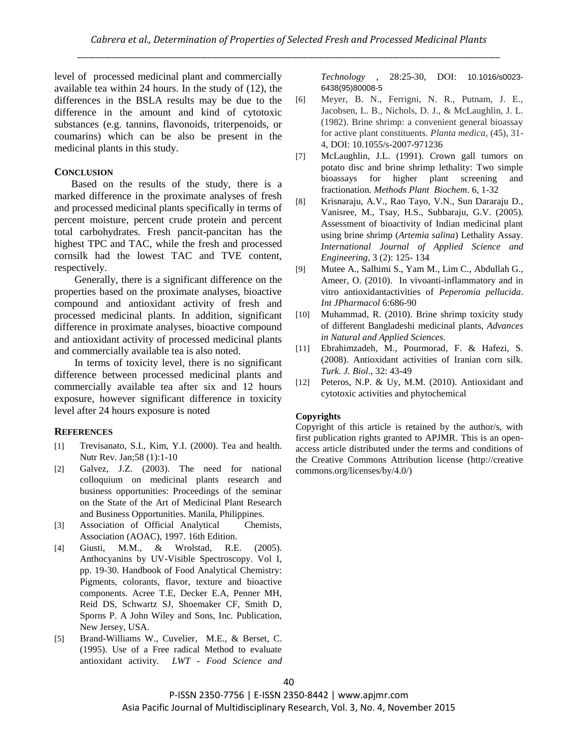level of processed medicinal plant and commercially available tea within 24 hours. In the study of (12), the differences in the BSLA results may be due to the difference in the amount and kind of cytotoxic substances (e.g. tannins, flavonoids, triterpenoids, or coumarins) which can be also be present in the medicinal plants in this study.

## CONCLUSION

Based on the results of the study, there is a marked difference in the proximate analyses of fresh and processed medicinal plants specifically in terms of percent moisture, percent crude protein and percent total carbohydrates. Fresh pancit-pancitan has the highest TPC and TAC, while the fresh and processed cornsilk had the lowest TAC and TVE content, respectively.

Generally, there is a significant difference on the properties based on the proximate analyses, bioactive compound and antioxidant activity of fresh and processed medicinal plants. In addition, significant difference in proximate analyses, bioactive compound and antioxidant activity of processed medicinal plants and commercially available tea is also noted.

In terms of toxicity level, there is no significant difference between processed medicinal plants and commercially available tea after six and 12 hours exposure, however significant difference in toxicity level after 24 hours exposure is noted

## REFERENCES

[1] Trevisanato, S.I., Kim, Y.I. (2000). Tea and health. Nutr Rev. Jan;58 (1):1-10

[2] Galvez, J.Z. (2003). The need for national colloquium on medicinal plants research and business opportunities: Proceedings of the seminar on the State of the Art of Medicinal Plant Research and Business Opportunities. Manila, Philippines.

[3] Association of Official Analytical Chemists, Association (AOAC), 1997. 16th Edition.

[4] Giusti, M.M., & Wrolstad, R.E. (2005). Anthocyanins by UV-Visible Spectroscopy. Vol I, pp. 19-30. Handbook of Food Analytical Chemistry: Pigments, colorants, flavor, texture and bioactive components. Acree T.E, Decker E.A, Penner MH, Reid DS, Schwartz SJ, Shoemaker CF, Smith D, Sporns P. A John Wiley and Sons, Inc. Publication, New Jersey, USA.

[5] Brand-Williams W., Cuvelier, M.E., & Berset, C. (1995). Use of a Free radical Method to evaluate antioxidant activity. *LWT - Food Science and Technology* , 28:25-30, DOI: 10.1016/s0023-6438(95)80008-5

[6] Meyer, B. N., Ferrigni, N. R., Putnam, J. E., Jacobsen, L. B., Nichols, D. J., & McLaughlin, J. L. (1982). Brine shrimp: a convenient general bioassay for active plant constituents. *Planta medica*, (45), 31-4, DOI: 10.1055/s-2007-971236

[7] McLaughlin, J.L. (1991). Crown gall tumors on potato disc and brine shrimp lethality: Two simple bioassays for higher plant screening and fractionation. *Methods Plant Biochem*. 6, 1-32

[8] Krisnaraju, A.V., Rao Tayo, V.N., Sun Dararaju D., Vanisree, M., Tsay, H.S., Subbaraju, G.V. (2005). Assessment of bioactivity of Indian medicinal plant using brine shrimp (*Artemia salina*) Lethality Assay. *International Journal of Applied Science and Engineering*, 3 (2): 125- 134

[9] Mutee A., Salhimi S., Yam M., Lim C., Abdullah G., Ameer, O. (2010). In vivoanti-inflammatory and in vitro antioxidantactivities of *Peperomia pellucida*. *Int JPharmacol* 6:686-90

[10] Muhammad, R. (2010). Brine shrimp toxicity study of different Bangladeshi medicinal plants, *Advances in Natural and Applied Sciences*.

[11] Ebrahimzadeh, M., Pourmorad, F. & Hafezi, S. (2008). Antioxidant activities of Iranian corn silk. *Turk. J. Biol*., 32: 43-49

[12] Peteros, N.P. & Uy, M.M. (2010). Antioxidant and cytotoxic activities and phytochemical

**Copyrights**

Copyright of this article is retained by the author/s, with first publication rights granted to APJMR. This is an open-access article distributed under the terms and conditions of the Creative Commons Attribution license (http://creative commons.org/licenses/by/4.0/)